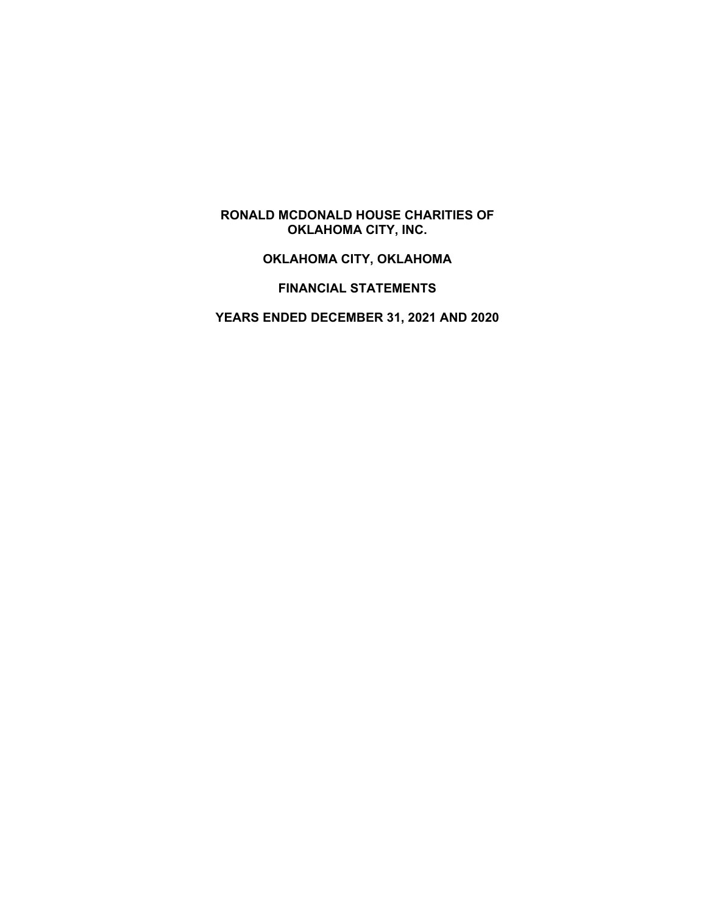# RONALD MCDONALD HOUSE CHARITIES OF OKLAHOMA CITY, INC.

## OKLAHOMA CITY, OKLAHOMA

## FINANCIAL STATEMENTS

## YEARS ENDED DECEMBER 31, 2021 AND 2020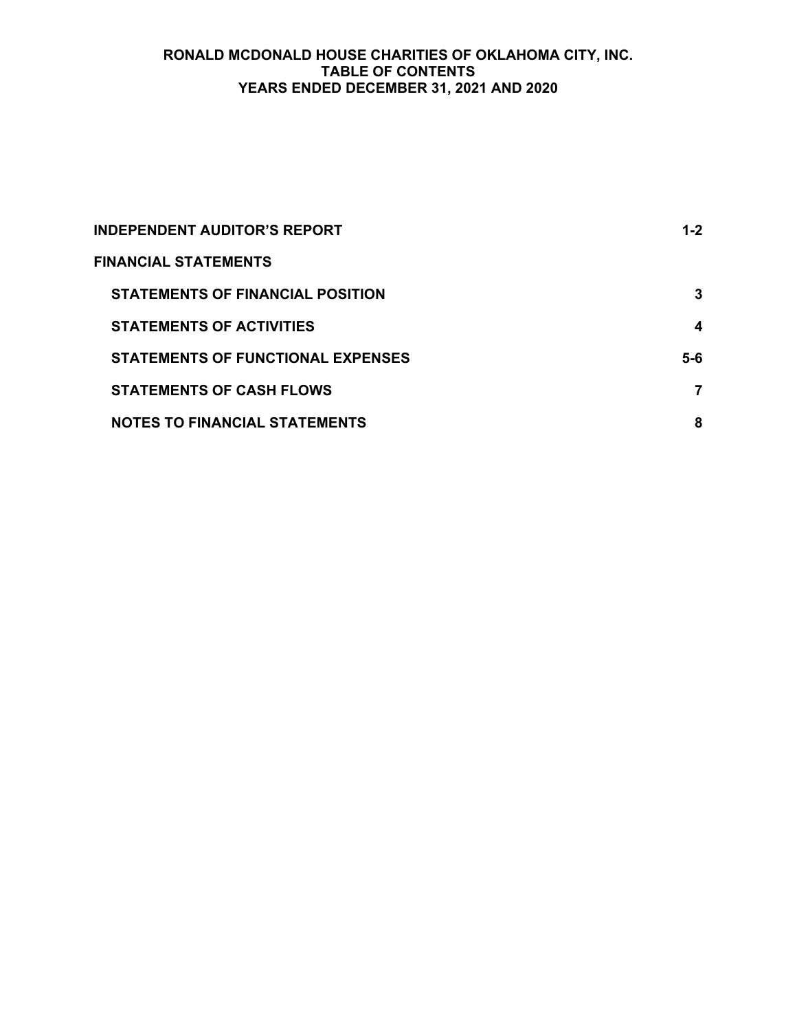# RONALD MCDONALD HOUSE CHARITIES OF OKLAHOMA CITY, INC.
## TABLE OF CONTENTS
## YEARS ENDED DECEMBER 31, 2021 AND 2020

| | |
|---|---|
| **INDEPENDENT AUDITOR'S REPORT** | **1-2** |
| **FINANCIAL STATEMENTS** | |
| **STATEMENTS OF FINANCIAL POSITION** | **3** |
| **STATEMENTS OF ACTIVITIES** | **4** |
| **STATEMENTS OF FUNCTIONAL EXPENSES** | **5-6** |
| **STATEMENTS OF CASH FLOWS** | **7** |
| **NOTES TO FINANCIAL STATEMENTS** | **8** |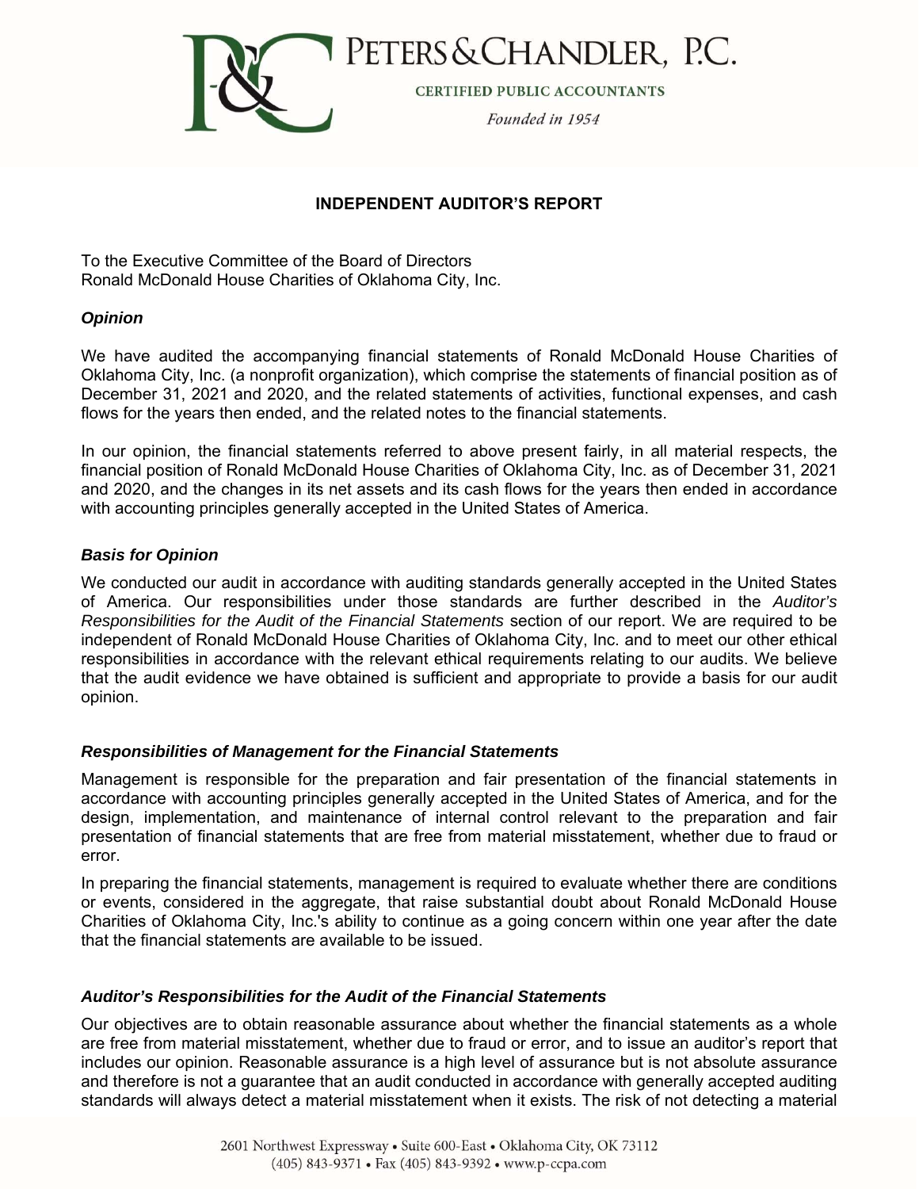# PETERS & CHANDLER, P.C.

CERTIFIED PUBLIC ACCOUNTANTS

*Founded in 1954*

## INDEPENDENT AUDITOR'S REPORT

To the Executive Committee of the Board of Directors
Ronald McDonald House Charities of Oklahoma City, Inc.

### *Opinion*

We have audited the accompanying financial statements of Ronald McDonald House Charities of Oklahoma City, Inc. (a nonprofit organization), which comprise the statements of financial position as of December 31, 2021 and 2020, and the related statements of activities, functional expenses, and cash flows for the years then ended, and the related notes to the financial statements.

In our opinion, the financial statements referred to above present fairly, in all material respects, the financial position of Ronald McDonald House Charities of Oklahoma City, Inc. as of December 31, 2021 and 2020, and the changes in its net assets and its cash flows for the years then ended in accordance with accounting principles generally accepted in the United States of America.

### *Basis for Opinion*

We conducted our audit in accordance with auditing standards generally accepted in the United States of America. Our responsibilities under those standards are further described in the *Auditor's Responsibilities for the Audit of the Financial Statements* section of our report. We are required to be independent of Ronald McDonald House Charities of Oklahoma City, Inc. and to meet our other ethical responsibilities in accordance with the relevant ethical requirements relating to our audits. We believe that the audit evidence we have obtained is sufficient and appropriate to provide a basis for our audit opinion.

### *Responsibilities of Management for the Financial Statements*

Management is responsible for the preparation and fair presentation of the financial statements in accordance with accounting principles generally accepted in the United States of America, and for the design, implementation, and maintenance of internal control relevant to the preparation and fair presentation of financial statements that are free from material misstatement, whether due to fraud or error.

In preparing the financial statements, management is required to evaluate whether there are conditions or events, considered in the aggregate, that raise substantial doubt about Ronald McDonald House Charities of Oklahoma City, Inc.'s ability to continue as a going concern within one year after the date that the financial statements are available to be issued.

### *Auditor's Responsibilities for the Audit of the Financial Statements*

Our objectives are to obtain reasonable assurance about whether the financial statements as a whole are free from material misstatement, whether due to fraud or error, and to issue an auditor's report that includes our opinion. Reasonable assurance is a high level of assurance but is not absolute assurance and therefore is not a guarantee that an audit conducted in accordance with generally accepted auditing standards will always detect a material misstatement when it exists. The risk of not detecting a material

2601 Northwest Expressway • Suite 600-East • Oklahoma City, OK 73112
(405) 843-9371 • Fax (405) 843-9392 • www.p-ccpa.com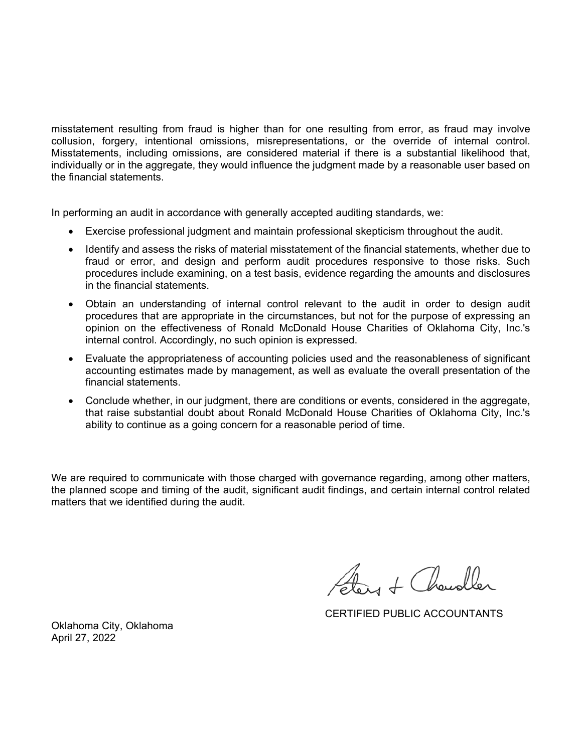misstatement resulting from fraud is higher than for one resulting from error, as fraud may involve collusion, forgery, intentional omissions, misrepresentations, or the override of internal control. Misstatements, including omissions, are considered material if there is a substantial likelihood that, individually or in the aggregate, they would influence the judgment made by a reasonable user based on the financial statements.

In performing an audit in accordance with generally accepted auditing standards, we:

- Exercise professional judgment and maintain professional skepticism throughout the audit.
- Identify and assess the risks of material misstatement of the financial statements, whether due to fraud or error, and design and perform audit procedures responsive to those risks. Such procedures include examining, on a test basis, evidence regarding the amounts and disclosures in the financial statements.
- Obtain an understanding of internal control relevant to the audit in order to design audit procedures that are appropriate in the circumstances, but not for the purpose of expressing an opinion on the effectiveness of Ronald McDonald House Charities of Oklahoma City, Inc.'s internal control. Accordingly, no such opinion is expressed.
- Evaluate the appropriateness of accounting policies used and the reasonableness of significant accounting estimates made by management, as well as evaluate the overall presentation of the financial statements.
- Conclude whether, in our judgment, there are conditions or events, considered in the aggregate, that raise substantial doubt about Ronald McDonald House Charities of Oklahoma City, Inc.'s ability to continue as a going concern for a reasonable period of time.

We are required to communicate with those charged with governance regarding, among other matters, the planned scope and timing of the audit, significant audit findings, and certain internal control related matters that we identified during the audit.

Peters + Chandler

CERTIFIED PUBLIC ACCOUNTANTS

Oklahoma City, Oklahoma
April 27, 2022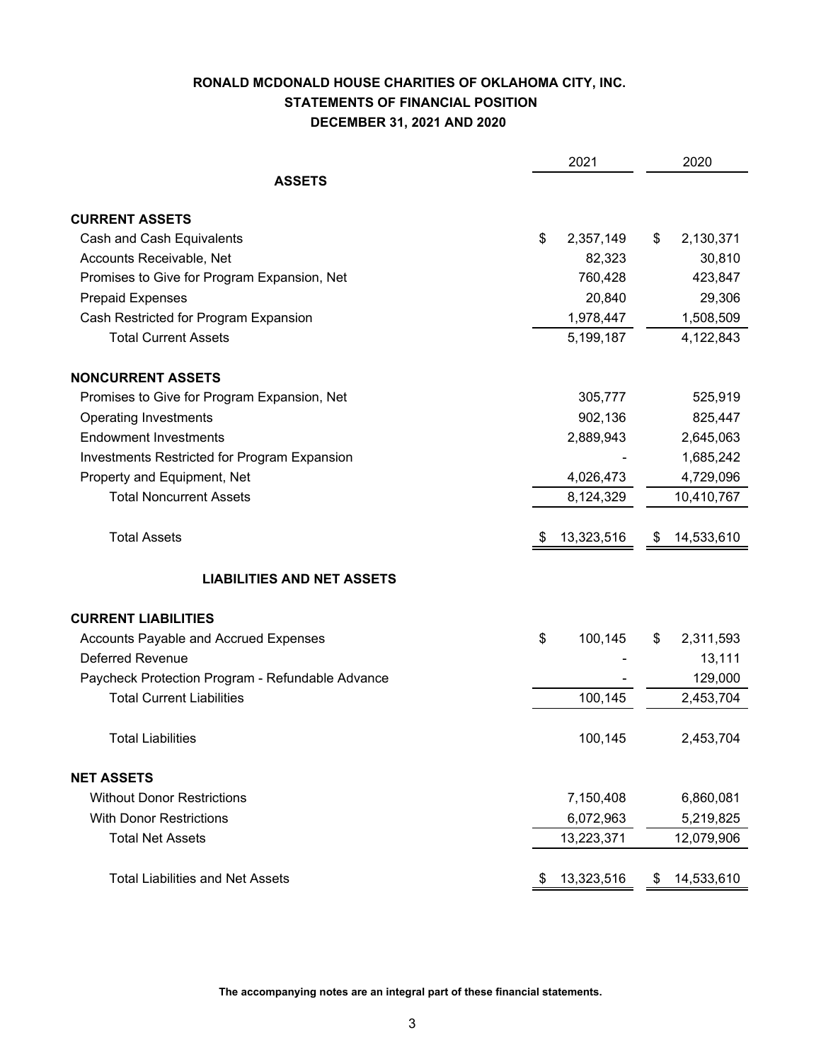# RONALD MCDONALD HOUSE CHARITIES OF OKLAHOMA CITY, INC.
## STATEMENTS OF FINANCIAL POSITION
## DECEMBER 31, 2021 AND 2020

| | 2021 | 2020 |
|---|---|---|
| **ASSETS** | | |
| **CURRENT ASSETS** | | |
| Cash and Cash Equivalents | $ 2,357,149 | $ 2,130,371 |
| Accounts Receivable, Net | 82,323 | 30,810 |
| Promises to Give for Program Expansion, Net | 760,428 | 423,847 |
| Prepaid Expenses | 20,840 | 29,306 |
| Cash Restricted for Program Expansion | 1,978,447 | 1,508,509 |
| Total Current Assets | 5,199,187 | 4,122,843 |
| **NONCURRENT ASSETS** | | |
| Promises to Give for Program Expansion, Net | 305,777 | 525,919 |
| Operating Investments | 902,136 | 825,447 |
| Endowment Investments | 2,889,943 | 2,645,063 |
| Investments Restricted for Program Expansion | - | 1,685,242 |
| Property and Equipment, Net | 4,026,473 | 4,729,096 |
| Total Noncurrent Assets | 8,124,329 | 10,410,767 |
| Total Assets | $ 13,323,516 | $ 14,533,610 |
| **LIABILITIES AND NET ASSETS** | | |
| **CURRENT LIABILITIES** | | |
| Accounts Payable and Accrued Expenses | $ 100,145 | $ 2,311,593 |
| Deferred Revenue | - | 13,111 |
| Paycheck Protection Program - Refundable Advance | - | 129,000 |
| Total Current Liabilities | 100,145 | 2,453,704 |
| Total Liabilities | 100,145 | 2,453,704 |
| **NET ASSETS** | | |
| Without Donor Restrictions | 7,150,408 | 6,860,081 |
| With Donor Restrictions | 6,072,963 | 5,219,825 |
| Total Net Assets | 13,223,371 | 12,079,906 |
| Total Liabilities and Net Assets | $ 13,323,516 | $ 14,533,610 |

**The accompanying notes are an integral part of these financial statements.**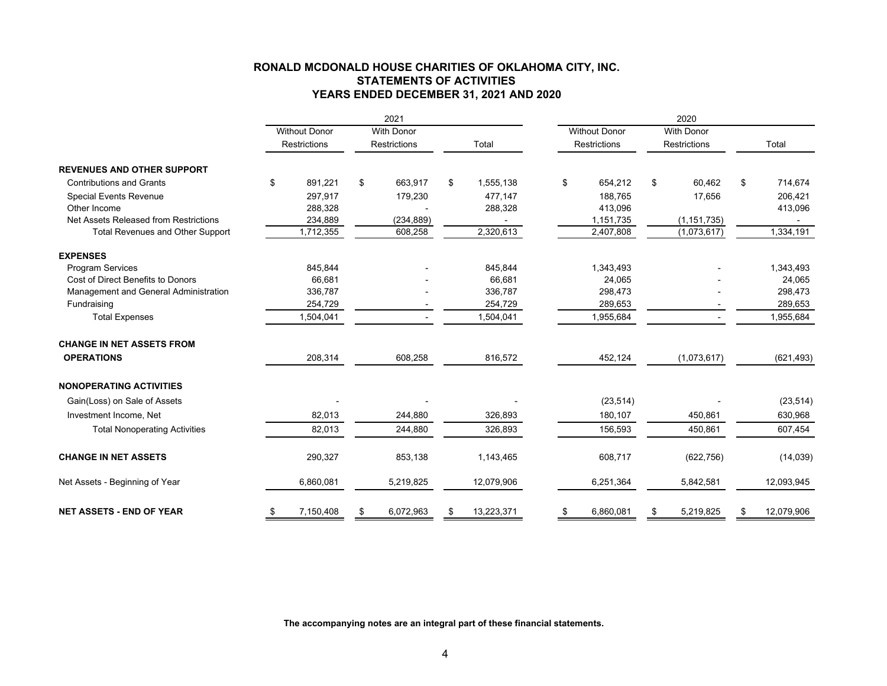# RONALD MCDONALD HOUSE CHARITIES OF OKLAHOMA CITY, INC.
## STATEMENTS OF ACTIVITIES
## YEARS ENDED DECEMBER 31, 2021 AND 2020

| | 2021 | | | 2020 | | |
|---|---|---|---|---|---|---|
| | Without Donor Restrictions | With Donor Restrictions | Total | Without Donor Restrictions | With Donor Restrictions | Total |
| **REVENUES AND OTHER SUPPORT** | | | | | | |
| Contributions and Grants | $ 891,221 | $ 663,917 | $ 1,555,138 | $ 654,212 | $ 60,462 | $ 714,674 |
| Special Events Revenue | 297,917 | 179,230 | 477,147 | 188,765 | 17,656 | 206,421 |
| Other Income | 288,328 | - | 288,328 | 413,096 | | 413,096 |
| Net Assets Released from Restrictions | 234,889 | (234,889) | - | 1,151,735 | (1,151,735) | - |
| Total Revenues and Other Support | 1,712,355 | 608,258 | 2,320,613 | 2,407,808 | (1,073,617) | 1,334,191 |
| **EXPENSES** | | | | | | |
| Program Services | 845,844 | - | 845,844 | 1,343,493 | - | 1,343,493 |
| Cost of Direct Benefits to Donors | 66,681 | - | 66,681 | 24,065 | - | 24,065 |
| Management and General Administration | 336,787 | - | 336,787 | 298,473 | - | 298,473 |
| Fundraising | 254,729 | - | 254,729 | 289,653 | - | 289,653 |
| Total Expenses | 1,504,041 | - | 1,504,041 | 1,955,684 | - | 1,955,684 |
| **CHANGE IN NET ASSETS FROM OPERATIONS** | 208,314 | 608,258 | 816,572 | 452,124 | (1,073,617) | (621,493) |
| **NONOPERATING ACTIVITIES** | | | | | | |
| Gain(Loss) on Sale of Assets | - | - | - | (23,514) | - | (23,514) |
| Investment Income, Net | 82,013 | 244,880 | 326,893 | 180,107 | 450,861 | 630,968 |
| Total Nonoperating Activities | 82,013 | 244,880 | 326,893 | 156,593 | 450,861 | 607,454 |
| **CHANGE IN NET ASSETS** | 290,327 | 853,138 | 1,143,465 | 608,717 | (622,756) | (14,039) |
| Net Assets - Beginning of Year | 6,860,081 | 5,219,825 | 12,079,906 | 6,251,364 | 5,842,581 | 12,093,945 |
| **NET ASSETS - END OF YEAR** | $ 7,150,408 | $ 6,072,963 | $ 13,223,371 | $ 6,860,081 | $ 5,219,825 | $ 12,079,906 |

**The accompanying notes are an integral part of these financial statements.**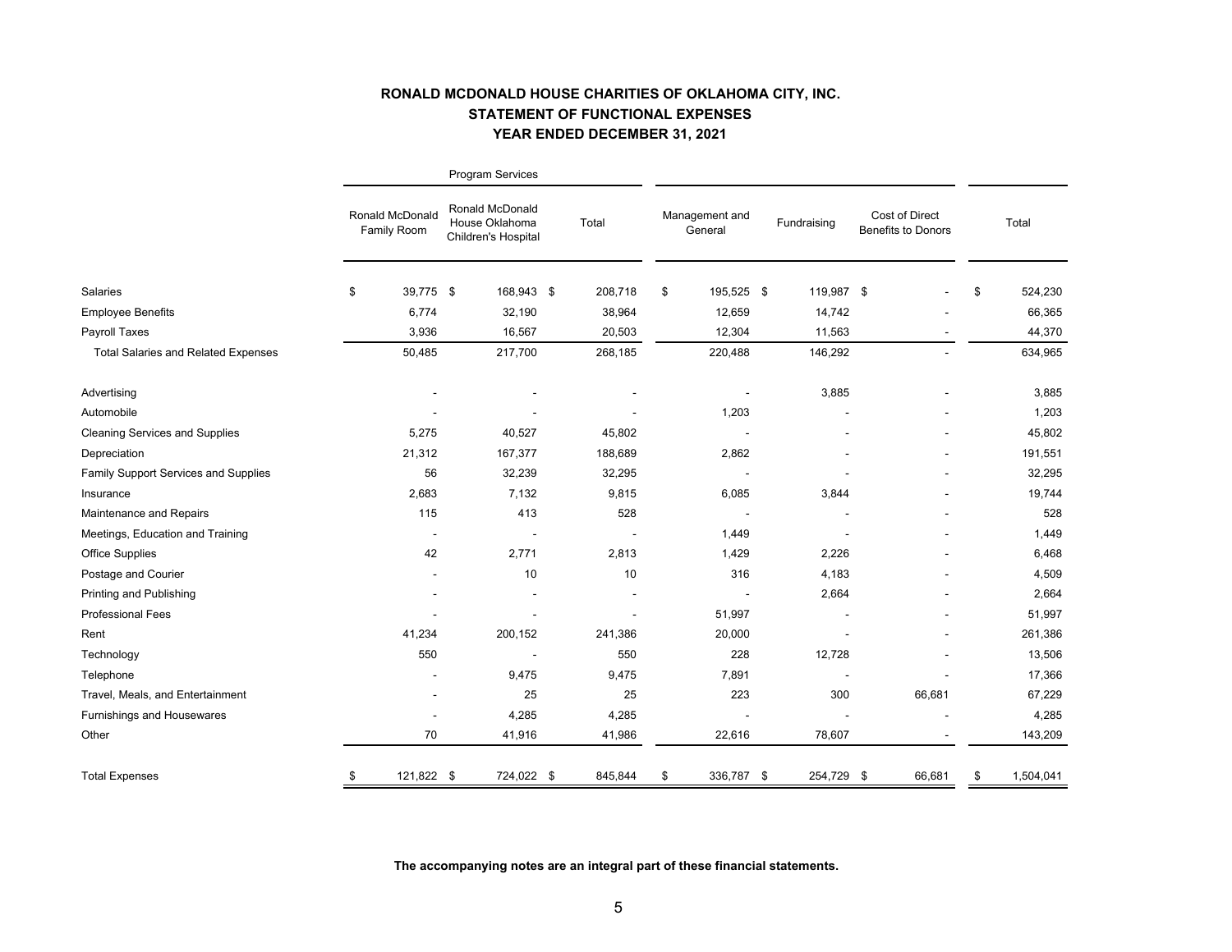# RONALD MCDONALD HOUSE CHARITIES OF OKLAHOMA CITY, INC.
## STATEMENT OF FUNCTIONAL EXPENSES
### YEAR ENDED DECEMBER 31, 2021

| | Program Services | | | | | | |
|---|---|---|---|---|---|---|---|
| | Ronald McDonald Family Room | Ronald McDonald House Oklahoma Children's Hospital | Total | Management and General | Fundraising | Cost of Direct Benefits to Donors | Total |
| Salaries | $ 39,775 | $ 168,943 | $ 208,718 | $ 195,525 | $ 119,987 | $ - | $ 524,230 |
| Employee Benefits | 6,774 | 32,190 | 38,964 | 12,659 | 14,742 | - | 66,365 |
| Payroll Taxes | 3,936 | 16,567 | 20,503 | 12,304 | 11,563 | - | 44,370 |
| Total Salaries and Related Expenses | 50,485 | 217,700 | 268,185 | 220,488 | 146,292 | - | 634,965 |
| Advertising | - | - | - | - | 3,885 | - | 3,885 |
| Automobile | - | - | - | 1,203 | - | - | 1,203 |
| Cleaning Services and Supplies | 5,275 | 40,527 | 45,802 | - | - | - | 45,802 |
| Depreciation | 21,312 | 167,377 | 188,689 | 2,862 | - | - | 191,551 |
| Family Support Services and Supplies | 56 | 32,239 | 32,295 | - | - | - | 32,295 |
| Insurance | 2,683 | 7,132 | 9,815 | 6,085 | 3,844 | - | 19,744 |
| Maintenance and Repairs | 115 | 413 | 528 | - | - | - | 528 |
| Meetings, Education and Training | - | - | - | 1,449 | - | - | 1,449 |
| Office Supplies | 42 | 2,771 | 2,813 | 1,429 | 2,226 | - | 6,468 |
| Postage and Courier | - | 10 | 10 | 316 | 4,183 | - | 4,509 |
| Printing and Publishing | - | - | - | - | 2,664 | - | 2,664 |
| Professional Fees | - | - | - | 51,997 | - | - | 51,997 |
| Rent | 41,234 | 200,152 | 241,386 | 20,000 | - | - | 261,386 |
| Technology | 550 | - | 550 | 228 | 12,728 | - | 13,506 |
| Telephone | - | 9,475 | 9,475 | 7,891 | - | - | 17,366 |
| Travel, Meals, and Entertainment | - | 25 | 25 | 223 | 300 | 66,681 | 67,229 |
| Furnishings and Housewares | - | 4,285 | 4,285 | - | - | - | 4,285 |
| Other | 70 | 41,916 | 41,986 | 22,616 | 78,607 | - | 143,209 |
| Total Expenses | $ 121,822 | $ 724,022 | $ 845,844 | $ 336,787 | $ 254,729 | $ 66,681 | $ 1,504,041 |

**The accompanying notes are an integral part of these financial statements.**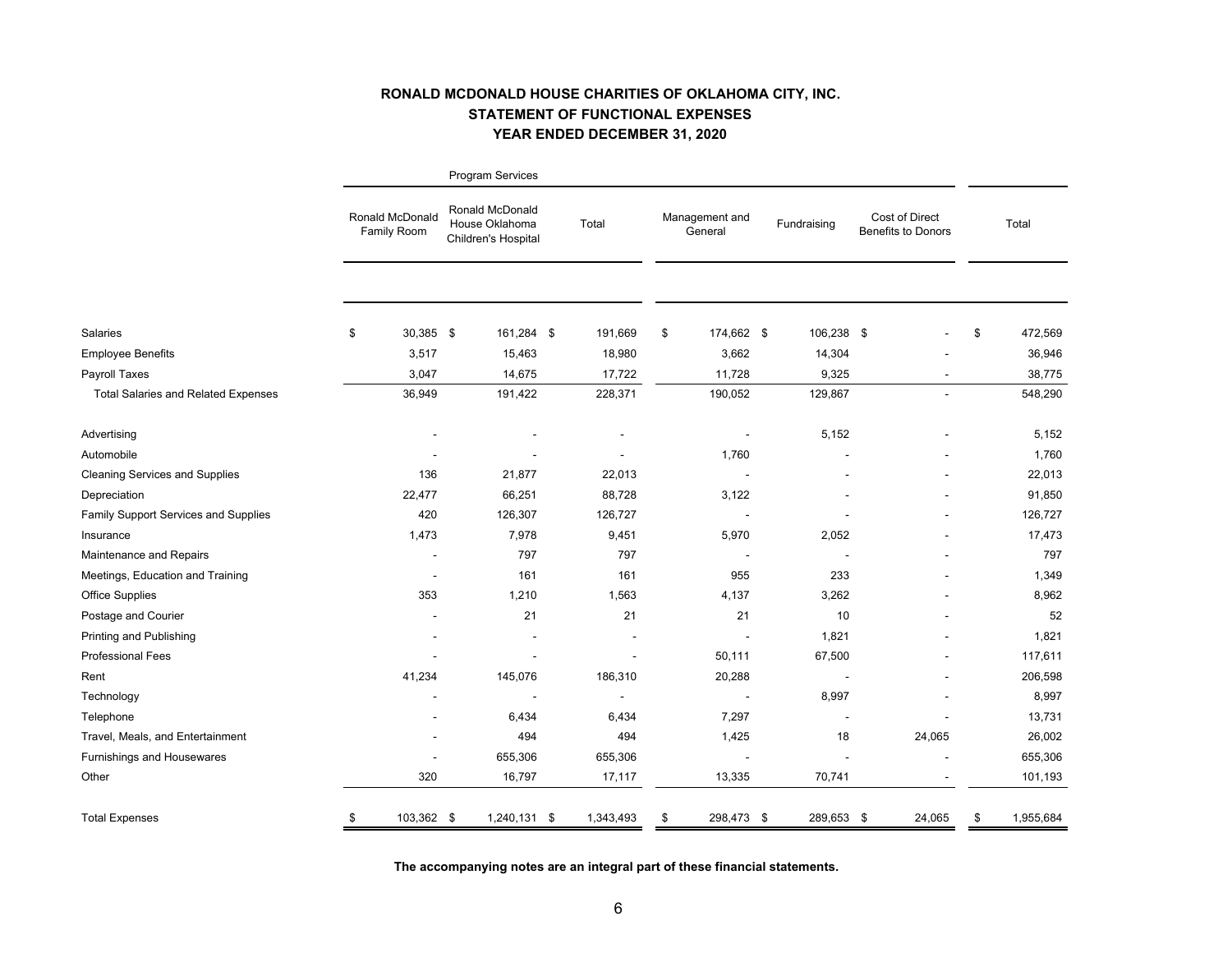**RONALD MCDONALD HOUSE CHARITIES OF OKLAHOMA CITY, INC.**
**STATEMENT OF FUNCTIONAL EXPENSES**
**YEAR ENDED DECEMBER 31, 2020**

| | Program Services | | | | | | |
|---|---|---|---|---|---|---|---|
| | Ronald McDonald Family Room | Ronald McDonald House Oklahoma Children's Hospital | Total | Management and General | Fundraising | Cost of Direct Benefits to Donors | Total |
| Salaries | $ 30,385 | $ 161,284 | $ 191,669 | $ 174,662 | $ 106,238 | $ - | $ 472,569 |
| Employee Benefits | 3,517 | 15,463 | 18,980 | 3,662 | 14,304 | - | 36,946 |
| Payroll Taxes | 3,047 | 14,675 | 17,722 | 11,728 | 9,325 | - | 38,775 |
| Total Salaries and Related Expenses | 36,949 | 191,422 | 228,371 | 190,052 | 129,867 | - | 548,290 |
| Advertising | - | - | - | - | 5,152 | - | 5,152 |
| Automobile | - | - | - | 1,760 | - | - | 1,760 |
| Cleaning Services and Supplies | 136 | 21,877 | 22,013 | - | - | - | 22,013 |
| Depreciation | 22,477 | 66,251 | 88,728 | 3,122 | - | - | 91,850 |
| Family Support Services and Supplies | 420 | 126,307 | 126,727 | - | - | - | 126,727 |
| Insurance | 1,473 | 7,978 | 9,451 | 5,970 | 2,052 | - | 17,473 |
| Maintenance and Repairs | - | 797 | 797 | - | - | - | 797 |
| Meetings, Education and Training | - | 161 | 161 | 955 | 233 | - | 1,349 |
| Office Supplies | 353 | 1,210 | 1,563 | 4,137 | 3,262 | - | 8,962 |
| Postage and Courier | - | 21 | 21 | 21 | 10 | - | 52 |
| Printing and Publishing | - | - | - | - | 1,821 | - | 1,821 |
| Professional Fees | - | - | - | 50,111 | 67,500 | - | 117,611 |
| Rent | 41,234 | 145,076 | 186,310 | 20,288 | - | - | 206,598 |
| Technology | - | - | - | - | 8,997 | - | 8,997 |
| Telephone | - | 6,434 | 6,434 | 7,297 | - | - | 13,731 |
| Travel, Meals, and Entertainment | - | 494 | 494 | 1,425 | 18 | 24,065 | 26,002 |
| Furnishings and Housewares | - | 655,306 | 655,306 | - | - | - | 655,306 |
| Other | 320 | 16,797 | 17,117 | 13,335 | 70,741 | - | 101,193 |
| Total Expenses | $ 103,362 | $ 1,240,131 | $ 1,343,493 | $ 298,473 | $ 289,653 | $ 24,065 | $ 1,955,684 |

**The accompanying notes are an integral part of these financial statements.**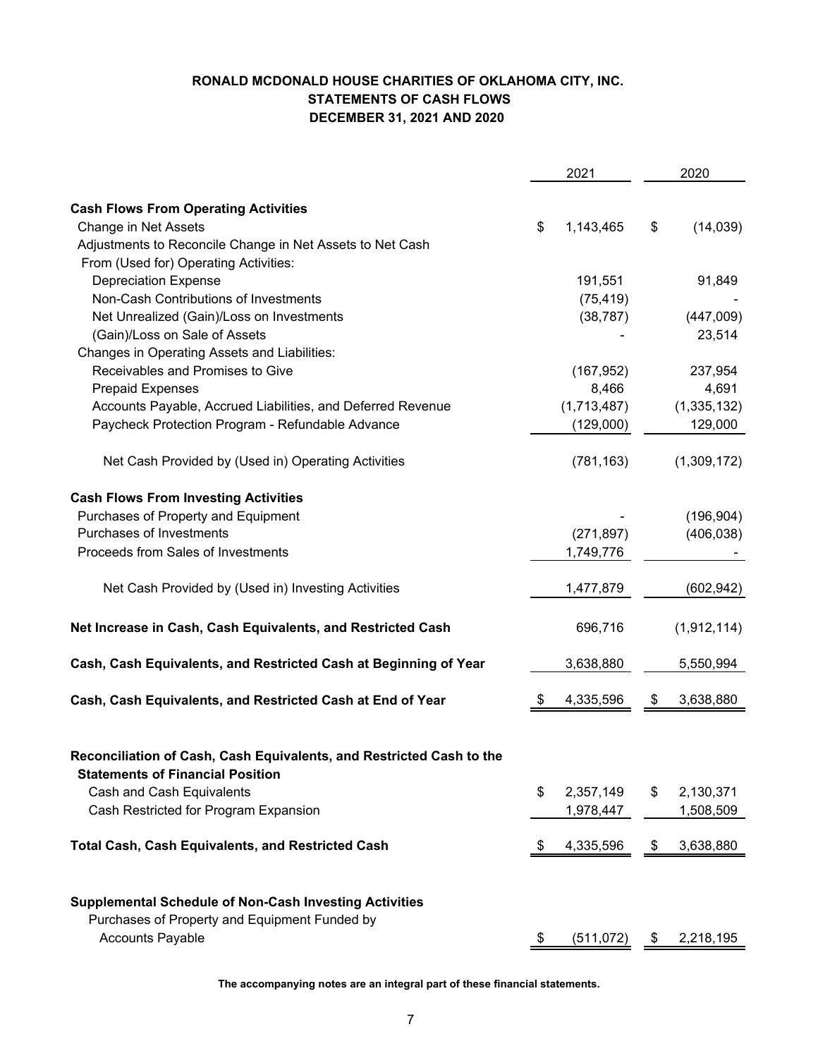# RONALD MCDONALD HOUSE CHARITIES OF OKLAHOMA CITY, INC.
## STATEMENTS OF CASH FLOWS
### DECEMBER 31, 2021 AND 2020

| | 2021 | 2020 |
|---|---|---|
| **Cash Flows From Operating Activities** | | |
| Change in Net Assets | $ 1,143,465 | $ (14,039) |
| Adjustments to Reconcile Change in Net Assets to Net Cash From (Used for) Operating Activities: | | |
| Depreciation Expense | 191,551 | 91,849 |
| Non-Cash Contributions of Investments | (75,419) | - |
| Net Unrealized (Gain)/Loss on Investments | (38,787) | (447,009) |
| (Gain)/Loss on Sale of Assets | - | 23,514 |
| Changes in Operating Assets and Liabilities: | | |
| Receivables and Promises to Give | (167,952) | 237,954 |
| Prepaid Expenses | 8,466 | 4,691 |
| Accounts Payable, Accrued Liabilities, and Deferred Revenue | (1,713,487) | (1,335,132) |
| Paycheck Protection Program - Refundable Advance | (129,000) | 129,000 |
| Net Cash Provided by (Used in) Operating Activities | (781,163) | (1,309,172) |
| **Cash Flows From Investing Activities** | | |
| Purchases of Property and Equipment | - | (196,904) |
| Purchases of Investments | (271,897) | (406,038) |
| Proceeds from Sales of Investments | 1,749,776 | - |
| Net Cash Provided by (Used in) Investing Activities | 1,477,879 | (602,942) |
| **Net Increase in Cash, Cash Equivalents, and Restricted Cash** | 696,716 | (1,912,114) |
| **Cash, Cash Equivalents, and Restricted Cash at Beginning of Year** | 3,638,880 | 5,550,994 |
| **Cash, Cash Equivalents, and Restricted Cash at End of Year** | $ 4,335,596 | $ 3,638,880 |
| **Reconciliation of Cash, Cash Equivalents, and Restricted Cash to the Statements of Financial Position** | | |
| Cash and Cash Equivalents | $ 2,357,149 | $ 2,130,371 |
| Cash Restricted for Program Expansion | 1,978,447 | 1,508,509 |
| **Total Cash, Cash Equivalents, and Restricted Cash** | $ 4,335,596 | $ 3,638,880 |
| **Supplemental Schedule of Non-Cash Investing Activities** | | |
| Purchases of Property and Equipment Funded by Accounts Payable | $ (511,072) | $ 2,218,195 |

**The accompanying notes are an integral part of these financial statements.**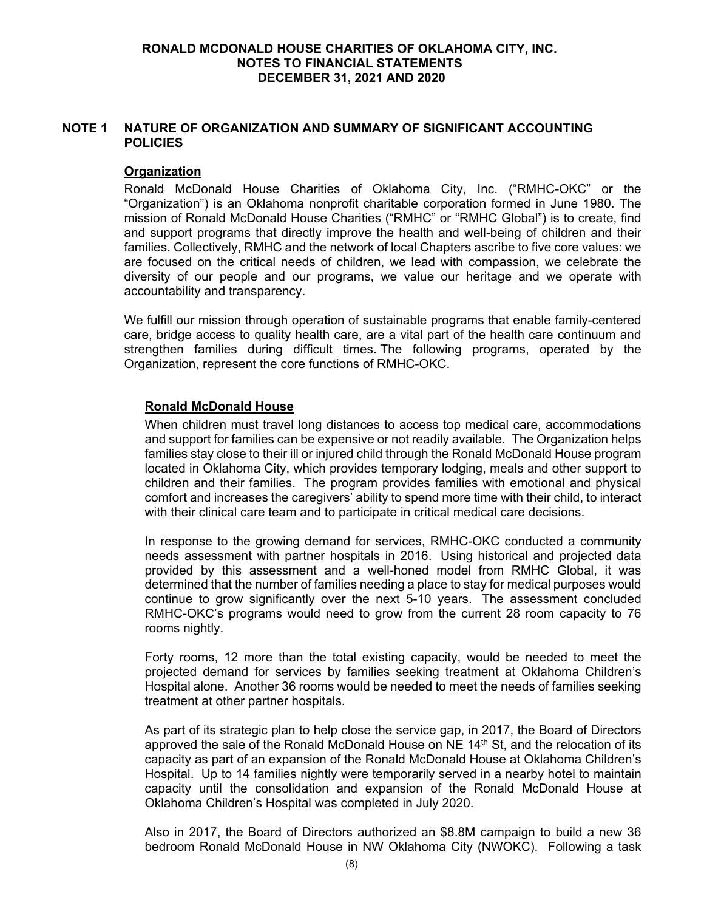# RONALD MCDONALD HOUSE CHARITIES OF OKLAHOMA CITY, INC.
# NOTES TO FINANCIAL STATEMENTS
# DECEMBER 31, 2021 AND 2020

## NOTE 1 NATURE OF ORGANIZATION AND SUMMARY OF SIGNIFICANT ACCOUNTING POLICIES

### Organization

Ronald McDonald House Charities of Oklahoma City, Inc. ("RMHC-OKC" or the "Organization") is an Oklahoma nonprofit charitable corporation formed in June 1980. The mission of Ronald McDonald House Charities ("RMHC" or "RMHC Global") is to create, find and support programs that directly improve the health and well-being of children and their families. Collectively, RMHC and the network of local Chapters ascribe to five core values: we are focused on the critical needs of children, we lead with compassion, we celebrate the diversity of our people and our programs, we value our heritage and we operate with accountability and transparency.

We fulfill our mission through operation of sustainable programs that enable family-centered care, bridge access to quality health care, are a vital part of the health care continuum and strengthen families during difficult times. The following programs, operated by the Organization, represent the core functions of RMHC-OKC.

#### Ronald McDonald House

When children must travel long distances to access top medical care, accommodations and support for families can be expensive or not readily available. The Organization helps families stay close to their ill or injured child through the Ronald McDonald House program located in Oklahoma City, which provides temporary lodging, meals and other support to children and their families. The program provides families with emotional and physical comfort and increases the caregivers' ability to spend more time with their child, to interact with their clinical care team and to participate in critical medical care decisions.

In response to the growing demand for services, RMHC-OKC conducted a community needs assessment with partner hospitals in 2016. Using historical and projected data provided by this assessment and a well-honed model from RMHC Global, it was determined that the number of families needing a place to stay for medical purposes would continue to grow significantly over the next 5-10 years. The assessment concluded RMHC-OKC's programs would need to grow from the current 28 room capacity to 76 rooms nightly.

Forty rooms, 12 more than the total existing capacity, would be needed to meet the projected demand for services by families seeking treatment at Oklahoma Children's Hospital alone. Another 36 rooms would be needed to meet the needs of families seeking treatment at other partner hospitals.

As part of its strategic plan to help close the service gap, in 2017, the Board of Directors approved the sale of the Ronald McDonald House on NE 14th St, and the relocation of its capacity as part of an expansion of the Ronald McDonald House at Oklahoma Children's Hospital. Up to 14 families nightly were temporarily served in a nearby hotel to maintain capacity until the consolidation and expansion of the Ronald McDonald House at Oklahoma Children's Hospital was completed in July 2020.

Also in 2017, the Board of Directors authorized an $8.8M campaign to build a new 36 bedroom Ronald McDonald House in NW Oklahoma City (NWOKC). Following a task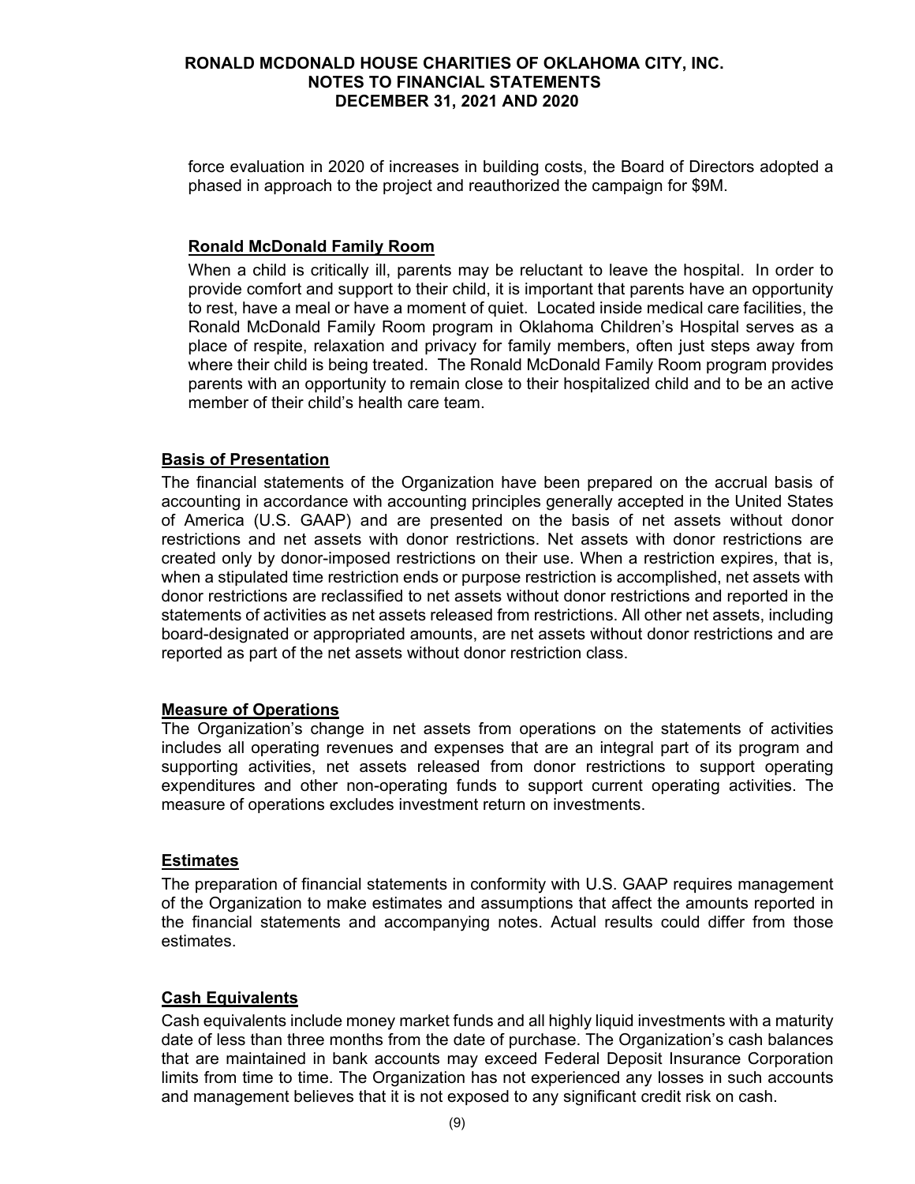force evaluation in 2020 of increases in building costs, the Board of Directors adopted a phased in approach to the project and reauthorized the campaign for $9M.

**Ronald McDonald Family Room**

When a child is critically ill, parents may be reluctant to leave the hospital. In order to provide comfort and support to their child, it is important that parents have an opportunity to rest, have a meal or have a moment of quiet. Located inside medical care facilities, the Ronald McDonald Family Room program in Oklahoma Children's Hospital serves as a place of respite, relaxation and privacy for family members, often just steps away from where their child is being treated. The Ronald McDonald Family Room program provides parents with an opportunity to remain close to their hospitalized child and to be an active member of their child's health care team.

**Basis of Presentation**

The financial statements of the Organization have been prepared on the accrual basis of accounting in accordance with accounting principles generally accepted in the United States of America (U.S. GAAP) and are presented on the basis of net assets without donor restrictions and net assets with donor restrictions. Net assets with donor restrictions are created only by donor-imposed restrictions on their use. When a restriction expires, that is, when a stipulated time restriction ends or purpose restriction is accomplished, net assets with donor restrictions are reclassified to net assets without donor restrictions and reported in the statements of activities as net assets released from restrictions. All other net assets, including board-designated or appropriated amounts, are net assets without donor restrictions and are reported as part of the net assets without donor restriction class.

**Measure of Operations**

The Organization's change in net assets from operations on the statements of activities includes all operating revenues and expenses that are an integral part of its program and supporting activities, net assets released from donor restrictions to support operating expenditures and other non-operating funds to support current operating activities. The measure of operations excludes investment return on investments.

**Estimates**

The preparation of financial statements in conformity with U.S. GAAP requires management of the Organization to make estimates and assumptions that affect the amounts reported in the financial statements and accompanying notes. Actual results could differ from those estimates.

**Cash Equivalents**

Cash equivalents include money market funds and all highly liquid investments with a maturity date of less than three months from the date of purchase. The Organization's cash balances that are maintained in bank accounts may exceed Federal Deposit Insurance Corporation limits from time to time. The Organization has not experienced any losses in such accounts and management believes that it is not exposed to any significant credit risk on cash.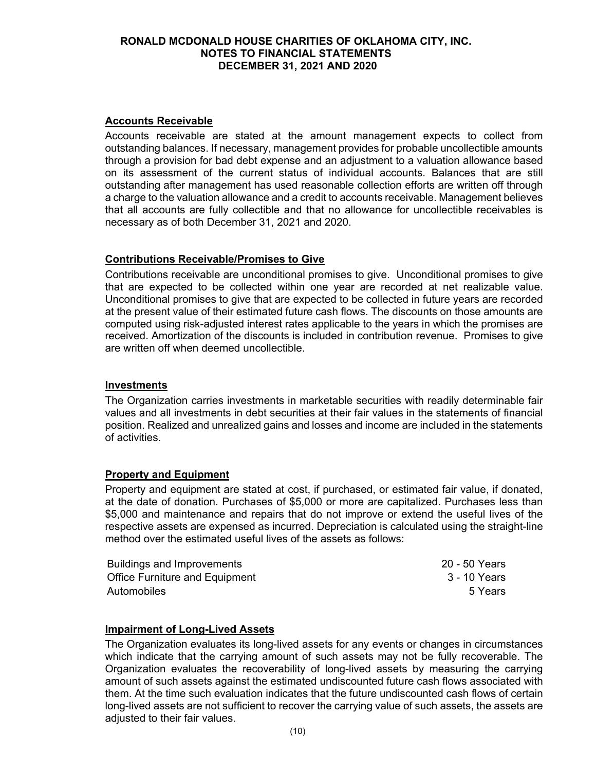## Accounts Receivable

Accounts receivable are stated at the amount management expects to collect from outstanding balances. If necessary, management provides for probable uncollectible amounts through a provision for bad debt expense and an adjustment to a valuation allowance based on its assessment of the current status of individual accounts. Balances that are still outstanding after management has used reasonable collection efforts are written off through a charge to the valuation allowance and a credit to accounts receivable. Management believes that all accounts are fully collectible and that no allowance for uncollectible receivables is necessary as of both December 31, 2021 and 2020.

## Contributions Receivable/Promises to Give

Contributions receivable are unconditional promises to give. Unconditional promises to give that are expected to be collected within one year are recorded at net realizable value. Unconditional promises to give that are expected to be collected in future years are recorded at the present value of their estimated future cash flows. The discounts on those amounts are computed using risk-adjusted interest rates applicable to the years in which the promises are received. Amortization of the discounts is included in contribution revenue. Promises to give are written off when deemed uncollectible.

## Investments

The Organization carries investments in marketable securities with readily determinable fair values and all investments in debt securities at their fair values in the statements of financial position. Realized and unrealized gains and losses and income are included in the statements of activities.

## Property and Equipment

Property and equipment are stated at cost, if purchased, or estimated fair value, if donated, at the date of donation. Purchases of $5,000 or more are capitalized. Purchases less than $5,000 and maintenance and repairs that do not improve or extend the useful lives of the respective assets are expensed as incurred. Depreciation is calculated using the straight-line method over the estimated useful lives of the assets as follows:

| | |
|---|---|
| Buildings and Improvements | 20 - 50 Years |
| Office Furniture and Equipment | 3 - 10 Years |
| Automobiles | 5 Years |

## Impairment of Long-Lived Assets

The Organization evaluates its long-lived assets for any events or changes in circumstances which indicate that the carrying amount of such assets may not be fully recoverable. The Organization evaluates the recoverability of long-lived assets by measuring the carrying amount of such assets against the estimated undiscounted future cash flows associated with them. At the time such evaluation indicates that the future undiscounted cash flows of certain long-lived assets are not sufficient to recover the carrying value of such assets, the assets are adjusted to their fair values.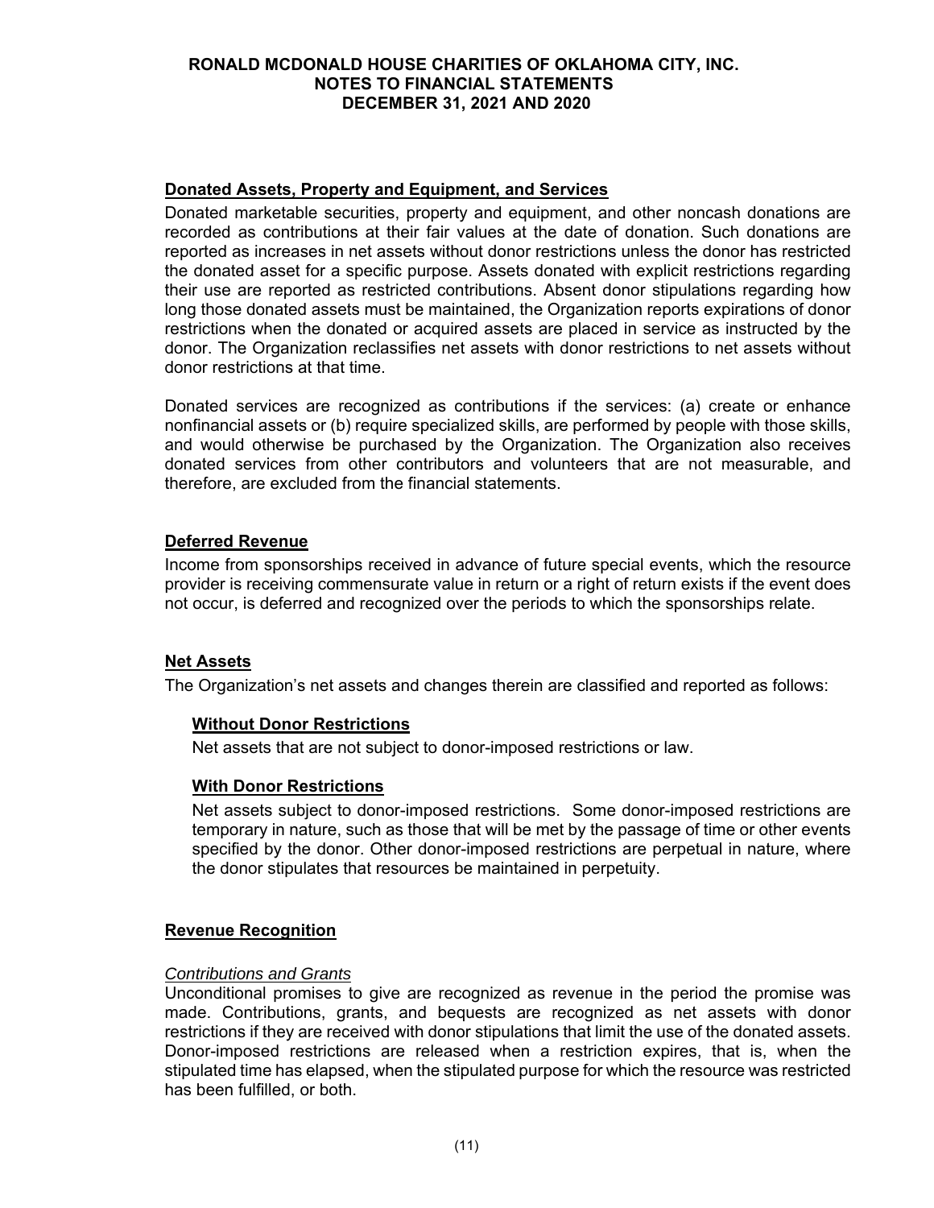#### Donated Assets, Property and Equipment, and Services

Donated marketable securities, property and equipment, and other noncash donations are recorded as contributions at their fair values at the date of donation. Such donations are reported as increases in net assets without donor restrictions unless the donor has restricted the donated asset for a specific purpose. Assets donated with explicit restrictions regarding their use are reported as restricted contributions. Absent donor stipulations regarding how long those donated assets must be maintained, the Organization reports expirations of donor restrictions when the donated or acquired assets are placed in service as instructed by the donor. The Organization reclassifies net assets with donor restrictions to net assets without donor restrictions at that time.

Donated services are recognized as contributions if the services: (a) create or enhance nonfinancial assets or (b) require specialized skills, are performed by people with those skills, and would otherwise be purchased by the Organization. The Organization also receives donated services from other contributors and volunteers that are not measurable, and therefore, are excluded from the financial statements.

#### Deferred Revenue

Income from sponsorships received in advance of future special events, which the resource provider is receiving commensurate value in return or a right of return exists if the event does not occur, is deferred and recognized over the periods to which the sponsorships relate.

#### Net Assets

The Organization's net assets and changes therein are classified and reported as follows:

**Without Donor Restrictions**

Net assets that are not subject to donor-imposed restrictions or law.

**With Donor Restrictions**

Net assets subject to donor-imposed restrictions. Some donor-imposed restrictions are temporary in nature, such as those that will be met by the passage of time or other events specified by the donor. Other donor-imposed restrictions are perpetual in nature, where the donor stipulates that resources be maintained in perpetuity.

#### Revenue Recognition

*Contributions and Grants*

Unconditional promises to give are recognized as revenue in the period the promise was made. Contributions, grants, and bequests are recognized as net assets with donor restrictions if they are received with donor stipulations that limit the use of the donated assets. Donor-imposed restrictions are released when a restriction expires, that is, when the stipulated time has elapsed, when the stipulated purpose for which the resource was restricted has been fulfilled, or both.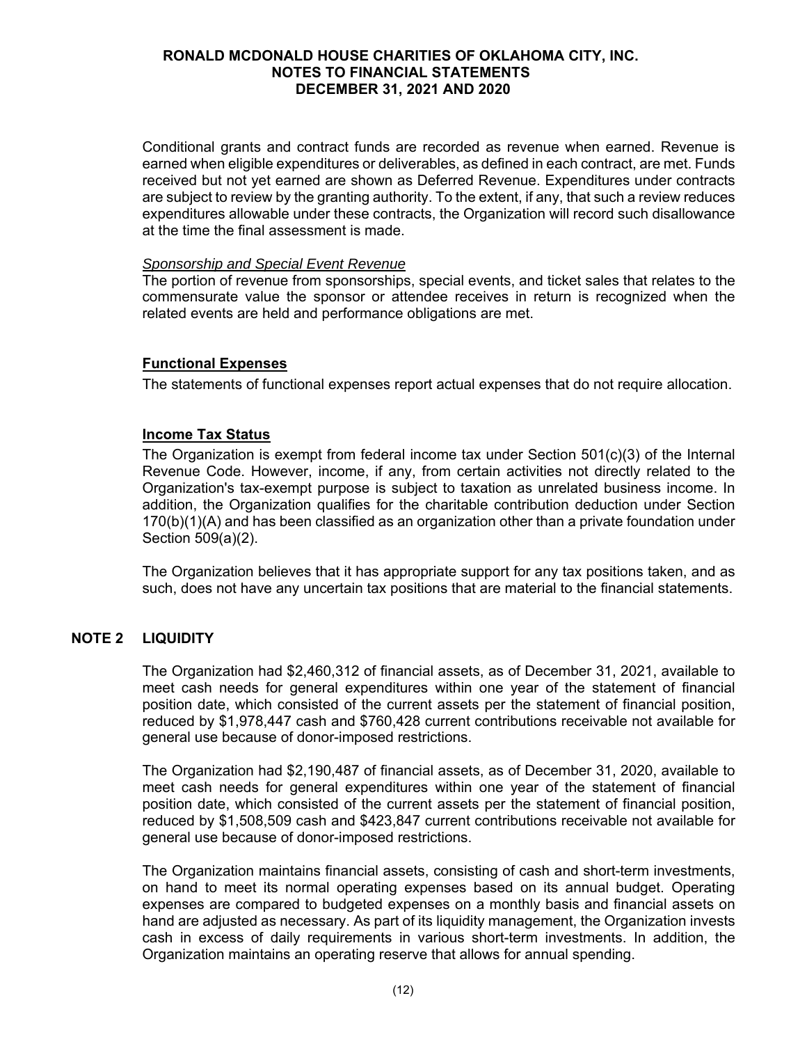Conditional grants and contract funds are recorded as revenue when earned. Revenue is earned when eligible expenditures or deliverables, as defined in each contract, are met. Funds received but not yet earned are shown as Deferred Revenue. Expenditures under contracts are subject to review by the granting authority. To the extent, if any, that such a review reduces expenditures allowable under these contracts, the Organization will record such disallowance at the time the final assessment is made.

*Sponsorship and Special Event Revenue*

The portion of revenue from sponsorships, special events, and ticket sales that relates to the commensurate value the sponsor or attendee receives in return is recognized when the related events are held and performance obligations are met.

### Functional Expenses

The statements of functional expenses report actual expenses that do not require allocation.

### Income Tax Status

The Organization is exempt from federal income tax under Section 501(c)(3) of the Internal Revenue Code. However, income, if any, from certain activities not directly related to the Organization's tax-exempt purpose is subject to taxation as unrelated business income. In addition, the Organization qualifies for the charitable contribution deduction under Section 170(b)(1)(A) and has been classified as an organization other than a private foundation under Section 509(a)(2).

The Organization believes that it has appropriate support for any tax positions taken, and as such, does not have any uncertain tax positions that are material to the financial statements.

## NOTE 2 LIQUIDITY

The Organization had $2,460,312 of financial assets, as of December 31, 2021, available to meet cash needs for general expenditures within one year of the statement of financial position date, which consisted of the current assets per the statement of financial position, reduced by $1,978,447 cash and $760,428 current contributions receivable not available for general use because of donor-imposed restrictions.

The Organization had $2,190,487 of financial assets, as of December 31, 2020, available to meet cash needs for general expenditures within one year of the statement of financial position date, which consisted of the current assets per the statement of financial position, reduced by $1,508,509 cash and $423,847 current contributions receivable not available for general use because of donor-imposed restrictions.

The Organization maintains financial assets, consisting of cash and short-term investments, on hand to meet its normal operating expenses based on its annual budget. Operating expenses are compared to budgeted expenses on a monthly basis and financial assets on hand are adjusted as necessary. As part of its liquidity management, the Organization invests cash in excess of daily requirements in various short-term investments. In addition, the Organization maintains an operating reserve that allows for annual spending.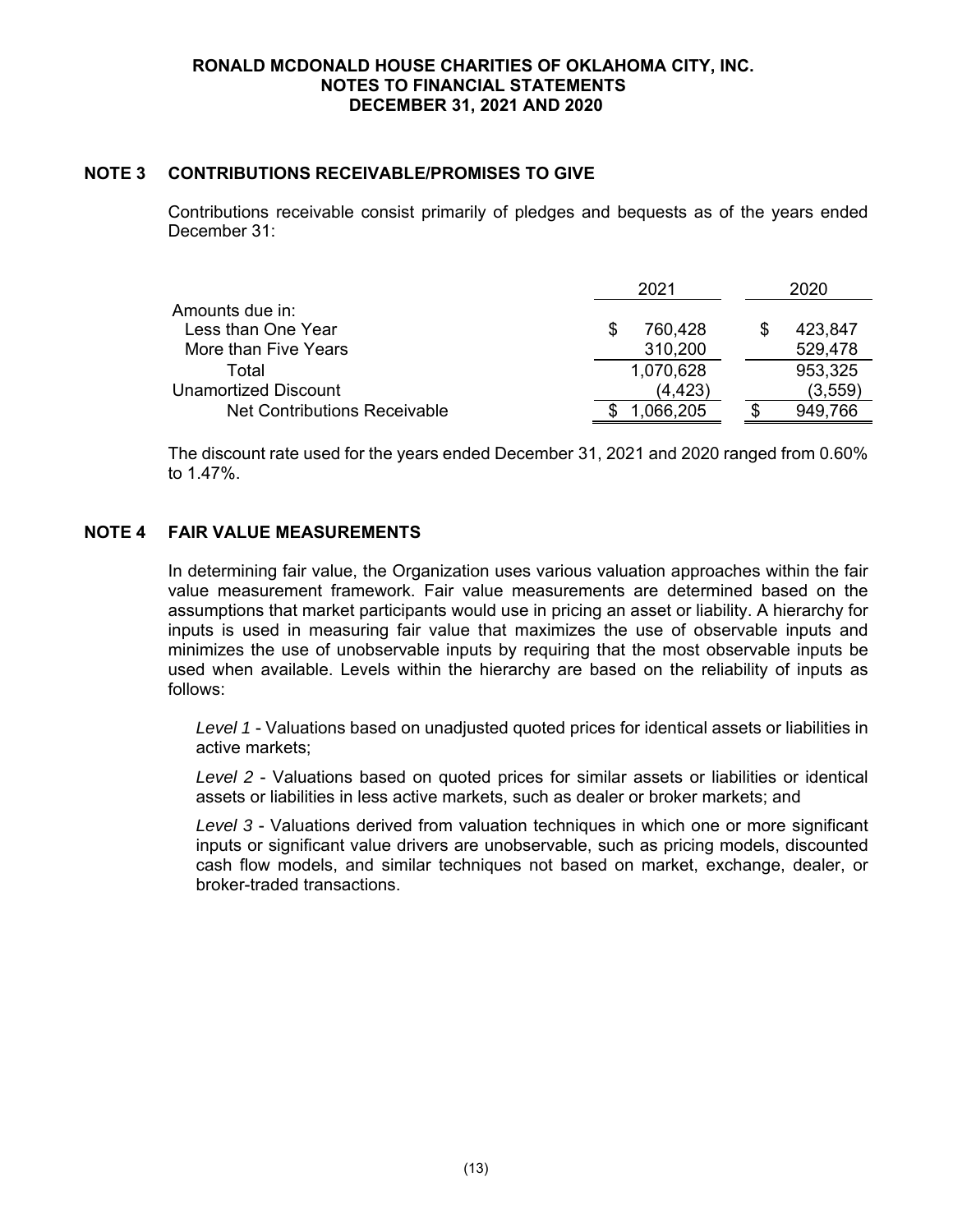## NOTE 3 CONTRIBUTIONS RECEIVABLE/PROMISES TO GIVE

Contributions receivable consist primarily of pledges and bequests as of the years ended December 31:

| | 2021 | 2020 |
|---|---|---|
| Amounts due in: | | |
| Less than One Year | $ 760,428 | $ 423,847 |
| More than Five Years | 310,200 | 529,478 |
| Total | 1,070,628 | 953,325 |
| Unamortized Discount | (4,423) | (3,559) |
| Net Contributions Receivable | $ 1,066,205 | $ 949,766 |

The discount rate used for the years ended December 31, 2021 and 2020 ranged from 0.60% to 1.47%.

## NOTE 4 FAIR VALUE MEASUREMENTS

In determining fair value, the Organization uses various valuation approaches within the fair value measurement framework. Fair value measurements are determined based on the assumptions that market participants would use in pricing an asset or liability. A hierarchy for inputs is used in measuring fair value that maximizes the use of observable inputs and minimizes the use of unobservable inputs by requiring that the most observable inputs be used when available. Levels within the hierarchy are based on the reliability of inputs as follows:

*Level 1* - Valuations based on unadjusted quoted prices for identical assets or liabilities in active markets;

*Level 2* - Valuations based on quoted prices for similar assets or liabilities or identical assets or liabilities in less active markets, such as dealer or broker markets; and

*Level 3* - Valuations derived from valuation techniques in which one or more significant inputs or significant value drivers are unobservable, such as pricing models, discounted cash flow models, and similar techniques not based on market, exchange, dealer, or broker-traded transactions.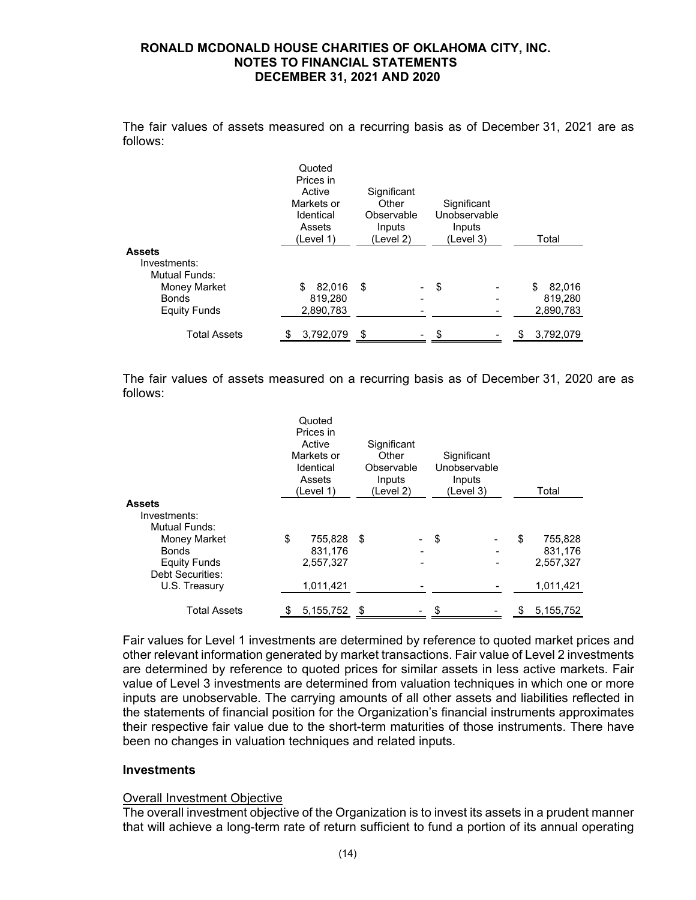The fair values of assets measured on a recurring basis as of December 31, 2021 are as follows:

| | Quoted Prices in Active Markets or Identical Assets (Level 1) | Significant Other Observable Inputs (Level 2) | Significant Unobservable Inputs (Level 3) | Total |
|---|---|---|---|---|
| **Assets** | | | | |
| Investments: | | | | |
| Mutual Funds: | | | | |
| Money Market | $ 82,016 | $ - | $ - | $ 82,016 |
| Bonds | 819,280 | - | - | 819,280 |
| Equity Funds | 2,890,783 | - | - | 2,890,783 |
| Total Assets | $ 3,792,079 | $ - | $ - | $ 3,792,079 |

The fair values of assets measured on a recurring basis as of December 31, 2020 are as follows:

| | Quoted Prices in Active Markets or Identical Assets (Level 1) | Significant Other Observable Inputs (Level 2) | Significant Unobservable Inputs (Level 3) | Total |
|---|---|---|---|---|
| **Assets** | | | | |
| Investments: | | | | |
| Mutual Funds: | | | | |
| Money Market | $ 755,828 | $ - | $ - | $ 755,828 |
| Bonds | 831,176 | - | - | 831,176 |
| Equity Funds | 2,557,327 | - | - | 2,557,327 |
| Debt Securities: | | | | |
| U.S. Treasury | 1,011,421 | - | - | 1,011,421 |
| Total Assets | $ 5,155,752 | $ - | $ - | $ 5,155,752 |

Fair values for Level 1 investments are determined by reference to quoted market prices and other relevant information generated by market transactions. Fair value of Level 2 investments are determined by reference to quoted prices for similar assets in less active markets. Fair value of Level 3 investments are determined from valuation techniques in which one or more inputs are unobservable. The carrying amounts of all other assets and liabilities reflected in the statements of financial position for the Organization's financial instruments approximates their respective fair value due to the short-term maturities of those instruments. There have been no changes in valuation techniques and related inputs.

### Investments

Overall Investment Objective

The overall investment objective of the Organization is to invest its assets in a prudent manner that will achieve a long-term rate of return sufficient to fund a portion of its annual operating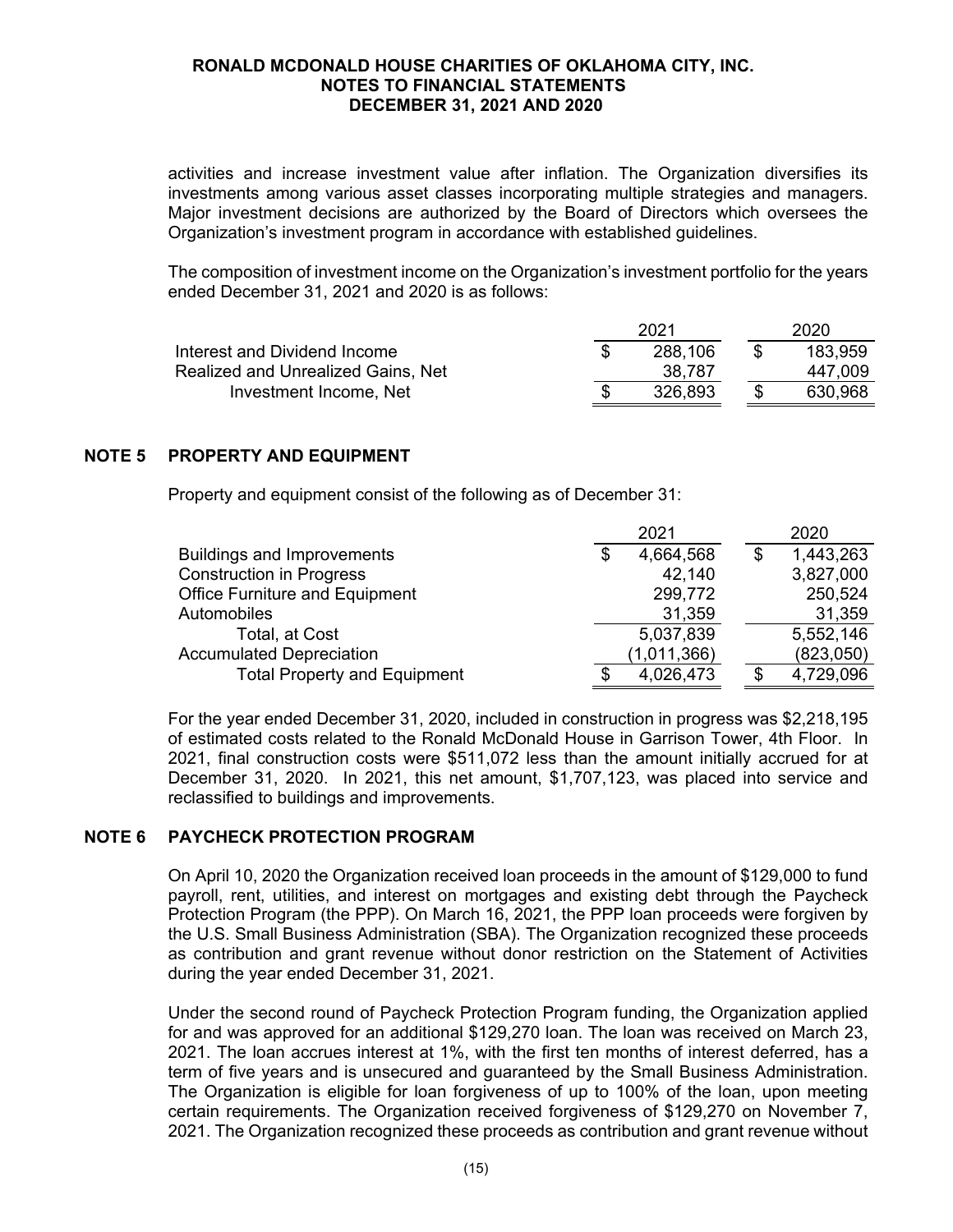activities and increase investment value after inflation. The Organization diversifies its investments among various asset classes incorporating multiple strategies and managers. Major investment decisions are authorized by the Board of Directors which oversees the Organization's investment program in accordance with established guidelines.

The composition of investment income on the Organization's investment portfolio for the years ended December 31, 2021 and 2020 is as follows:

| | 2021 | 2020 |
|---|---|---|
| Interest and Dividend Income | $ 288,106 | $ 183,959 |
| Realized and Unrealized Gains, Net | 38,787 | 447,009 |
| Investment Income, Net | $ 326,893 | $ 630,968 |

## NOTE 5 PROPERTY AND EQUIPMENT

Property and equipment consist of the following as of December 31:

| | 2021 | 2020 |
|---|---|---|
| Buildings and Improvements | $ 4,664,568 | $ 1,443,263 |
| Construction in Progress | 42,140 | 3,827,000 |
| Office Furniture and Equipment | 299,772 | 250,524 |
| Automobiles | 31,359 | 31,359 |
| Total, at Cost | 5,037,839 | 5,552,146 |
| Accumulated Depreciation | (1,011,366) | (823,050) |
| Total Property and Equipment | $ 4,026,473 | $ 4,729,096 |

For the year ended December 31, 2020, included in construction in progress was $2,218,195 of estimated costs related to the Ronald McDonald House in Garrison Tower, 4th Floor. In 2021, final construction costs were $511,072 less than the amount initially accrued for at December 31, 2020. In 2021, this net amount, $1,707,123, was placed into service and reclassified to buildings and improvements.

## NOTE 6 PAYCHECK PROTECTION PROGRAM

On April 10, 2020 the Organization received loan proceeds in the amount of $129,000 to fund payroll, rent, utilities, and interest on mortgages and existing debt through the Paycheck Protection Program (the PPP). On March 16, 2021, the PPP loan proceeds were forgiven by the U.S. Small Business Administration (SBA). The Organization recognized these proceeds as contribution and grant revenue without donor restriction on the Statement of Activities during the year ended December 31, 2021.

Under the second round of Paycheck Protection Program funding, the Organization applied for and was approved for an additional $129,270 loan. The loan was received on March 23, 2021. The loan accrues interest at 1%, with the first ten months of interest deferred, has a term of five years and is unsecured and guaranteed by the Small Business Administration. The Organization is eligible for loan forgiveness of up to 100% of the loan, upon meeting certain requirements. The Organization received forgiveness of $129,270 on November 7, 2021. The Organization recognized these proceeds as contribution and grant revenue without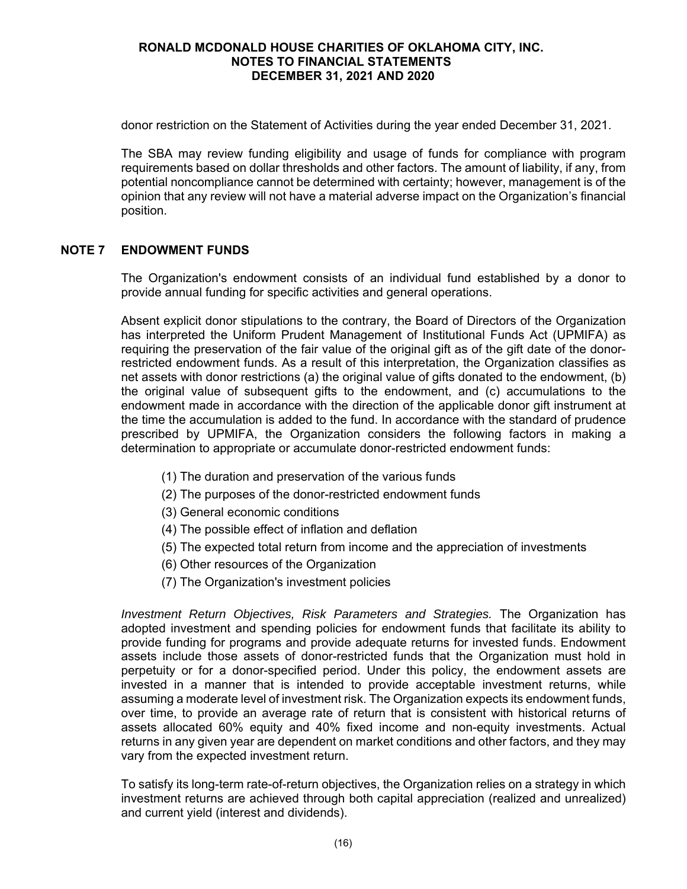donor restriction on the Statement of Activities during the year ended December 31, 2021.

The SBA may review funding eligibility and usage of funds for compliance with program requirements based on dollar thresholds and other factors. The amount of liability, if any, from potential noncompliance cannot be determined with certainty; however, management is of the opinion that any review will not have a material adverse impact on the Organization's financial position.

## NOTE 7 ENDOWMENT FUNDS

The Organization's endowment consists of an individual fund established by a donor to provide annual funding for specific activities and general operations.

Absent explicit donor stipulations to the contrary, the Board of Directors of the Organization has interpreted the Uniform Prudent Management of Institutional Funds Act (UPMIFA) as requiring the preservation of the fair value of the original gift as of the gift date of the donor-restricted endowment funds. As a result of this interpretation, the Organization classifies as net assets with donor restrictions (a) the original value of gifts donated to the endowment, (b) the original value of subsequent gifts to the endowment, and (c) accumulations to the endowment made in accordance with the direction of the applicable donor gift instrument at the time the accumulation is added to the fund. In accordance with the standard of prudence prescribed by UPMIFA, the Organization considers the following factors in making a determination to appropriate or accumulate donor-restricted endowment funds:

(1) The duration and preservation of the various funds
(2) The purposes of the donor-restricted endowment funds
(3) General economic conditions
(4) The possible effect of inflation and deflation
(5) The expected total return from income and the appreciation of investments
(6) Other resources of the Organization
(7) The Organization's investment policies

*Investment Return Objectives, Risk Parameters and Strategies.* The Organization has adopted investment and spending policies for endowment funds that facilitate its ability to provide funding for programs and provide adequate returns for invested funds. Endowment assets include those assets of donor-restricted funds that the Organization must hold in perpetuity or for a donor-specified period. Under this policy, the endowment assets are invested in a manner that is intended to provide acceptable investment returns, while assuming a moderate level of investment risk. The Organization expects its endowment funds, over time, to provide an average rate of return that is consistent with historical returns of assets allocated 60% equity and 40% fixed income and non-equity investments. Actual returns in any given year are dependent on market conditions and other factors, and they may vary from the expected investment return.

To satisfy its long-term rate-of-return objectives, the Organization relies on a strategy in which investment returns are achieved through both capital appreciation (realized and unrealized) and current yield (interest and dividends).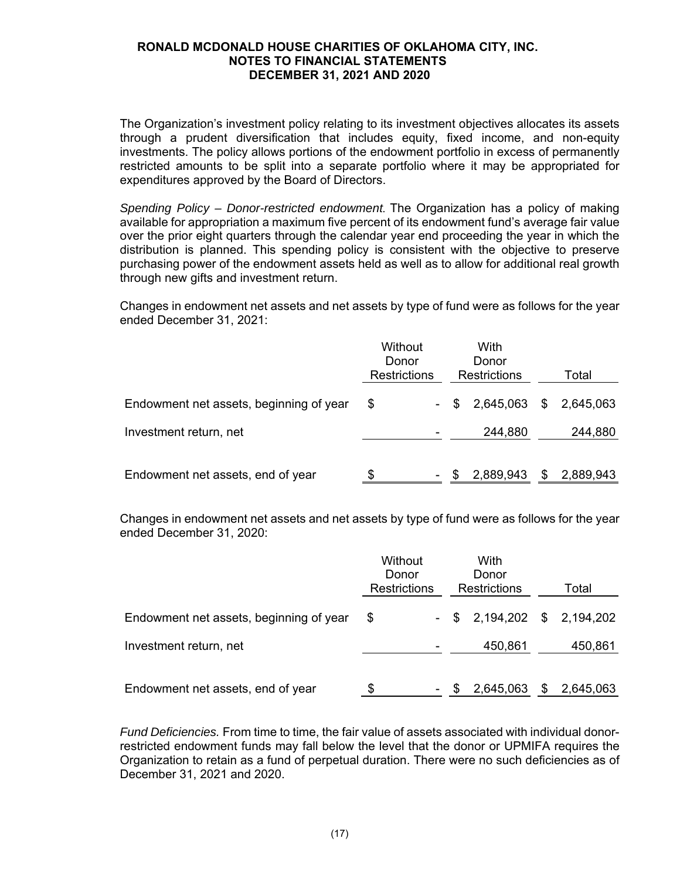The Organization's investment policy relating to its investment objectives allocates its assets through a prudent diversification that includes equity, fixed income, and non-equity investments. The policy allows portions of the endowment portfolio in excess of permanently restricted amounts to be split into a separate portfolio where it may be appropriated for expenditures approved by the Board of Directors.

*Spending Policy – Donor-restricted endowment.* The Organization has a policy of making available for appropriation a maximum five percent of its endowment fund's average fair value over the prior eight quarters through the calendar year end proceeding the year in which the distribution is planned. This spending policy is consistent with the objective to preserve purchasing power of the endowment assets held as well as to allow for additional real growth through new gifts and investment return.

Changes in endowment net assets and net assets by type of fund were as follows for the year ended December 31, 2021:

| | Without Donor Restrictions | With Donor Restrictions | Total |
|---|---|---|---|
| Endowment net assets, beginning of year | $ - | $ 2,645,063 | $ 2,645,063 |
| Investment return, net | - | 244,880 | 244,880 |
| Endowment net assets, end of year | $ - | $ 2,889,943 | $ 2,889,943 |

Changes in endowment net assets and net assets by type of fund were as follows for the year ended December 31, 2020:

| | Without Donor Restrictions | With Donor Restrictions | Total |
|---|---|---|---|
| Endowment net assets, beginning of year | $ - | $ 2,194,202 | $ 2,194,202 |
| Investment return, net | - | 450,861 | 450,861 |
| Endowment net assets, end of year | $ - | $ 2,645,063 | $ 2,645,063 |

*Fund Deficiencies.* From time to time, the fair value of assets associated with individual donor-restricted endowment funds may fall below the level that the donor or UPMIFA requires the Organization to retain as a fund of perpetual duration. There were no such deficiencies as of December 31, 2021 and 2020.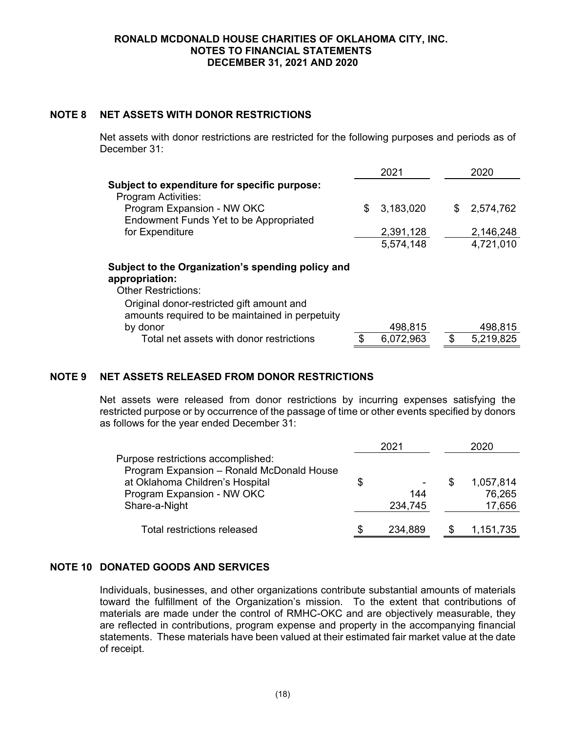RONALD MCDONALD HOUSE CHARITIES OF OKLAHOMA CITY, INC.
NOTES TO FINANCIAL STATEMENTS
DECEMBER 31, 2021 AND 2020

## NOTE 8 NET ASSETS WITH DONOR RESTRICTIONS

Net assets with donor restrictions are restricted for the following purposes and periods as of December 31:

| | 2021 | 2020 |
|---|---|---|
| **Subject to expenditure for specific purpose:** | | |
| Program Activities: | | |
| Program Expansion - NW OKC | $ 3,183,020 | $ 2,574,762 |
| Endowment Funds Yet to be Appropriated for Expenditure | 2,391,128 | 2,146,248 |
| | 5,574,148 | 4,721,010 |
| **Subject to the Organization's spending policy and appropriation:** | | |
| Other Restrictions: | | |
| Original donor-restricted gift amount and amounts required to be maintained in perpetuity by donor | 498,815 | 498,815 |
| Total net assets with donor restrictions | $ 6,072,963 | $ 5,219,825 |

## NOTE 9 NET ASSETS RELEASED FROM DONOR RESTRICTIONS

Net assets were released from donor restrictions by incurring expenses satisfying the restricted purpose or by occurrence of the passage of time or other events specified by donors as follows for the year ended December 31:

| | 2021 | 2020 |
|---|---|---|
| Purpose restrictions accomplished: | | |
| Program Expansion – Ronald McDonald House at Oklahoma Children's Hospital | $ - | $ 1,057,814 |
| Program Expansion - NW OKC | 144 | 76,265 |
| Share-a-Night | 234,745 | 17,656 |
| Total restrictions released | $ 234,889 | $ 1,151,735 |

## NOTE 10 DONATED GOODS AND SERVICES

Individuals, businesses, and other organizations contribute substantial amounts of materials toward the fulfillment of the Organization's mission. To the extent that contributions of materials are made under the control of RMHC-OKC and are objectively measurable, they are reflected in contributions, program expense and property in the accompanying financial statements. These materials have been valued at their estimated fair market value at the date of receipt.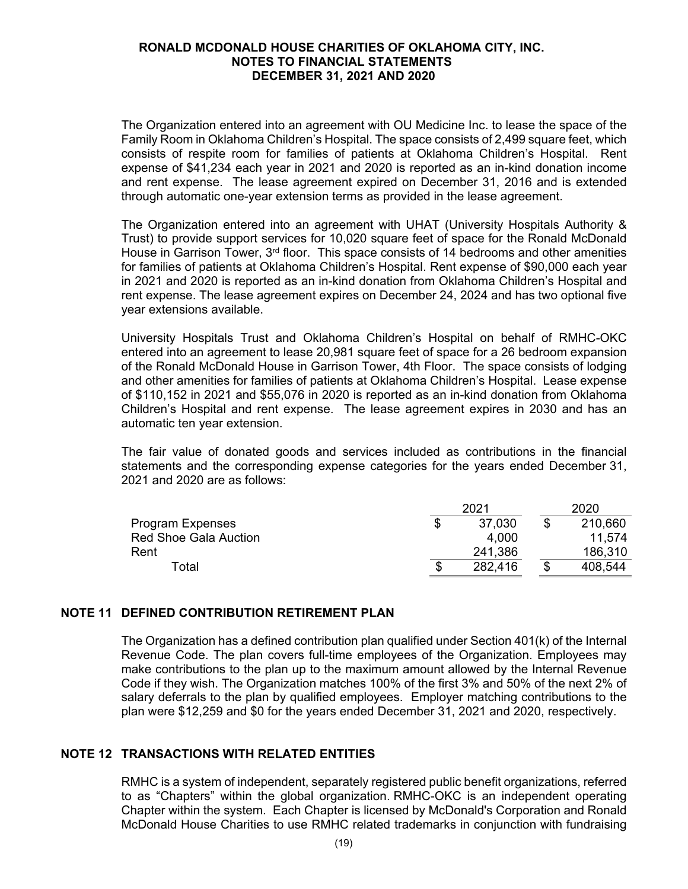The Organization entered into an agreement with OU Medicine Inc. to lease the space of the Family Room in Oklahoma Children's Hospital. The space consists of 2,499 square feet, which consists of respite room for families of patients at Oklahoma Children's Hospital. Rent expense of $41,234 each year in 2021 and 2020 is reported as an in-kind donation income and rent expense. The lease agreement expired on December 31, 2016 and is extended through automatic one-year extension terms as provided in the lease agreement.

The Organization entered into an agreement with UHAT (University Hospitals Authority & Trust) to provide support services for 10,020 square feet of space for the Ronald McDonald House in Garrison Tower, 3rd floor. This space consists of 14 bedrooms and other amenities for families of patients at Oklahoma Children's Hospital. Rent expense of $90,000 each year in 2021 and 2020 is reported as an in-kind donation from Oklahoma Children's Hospital and rent expense. The lease agreement expires on December 24, 2024 and has two optional five year extensions available.

University Hospitals Trust and Oklahoma Children's Hospital on behalf of RMHC-OKC entered into an agreement to lease 20,981 square feet of space for a 26 bedroom expansion of the Ronald McDonald House in Garrison Tower, 4th Floor. The space consists of lodging and other amenities for families of patients at Oklahoma Children's Hospital. Lease expense of $110,152 in 2021 and $55,076 in 2020 is reported as an in-kind donation from Oklahoma Children's Hospital and rent expense. The lease agreement expires in 2030 and has an automatic ten year extension.

The fair value of donated goods and services included as contributions in the financial statements and the corresponding expense categories for the years ended December 31, 2021 and 2020 are as follows:

| | 2021 | 2020 |
|---|---|---|
| Program Expenses | $ 37,030 | $ 210,660 |
| Red Shoe Gala Auction | 4,000 | 11,574 |
| Rent | 241,386 | 186,310 |
| Total | $ 282,416 | $ 408,544 |

## NOTE 11 DEFINED CONTRIBUTION RETIREMENT PLAN

The Organization has a defined contribution plan qualified under Section 401(k) of the Internal Revenue Code. The plan covers full-time employees of the Organization. Employees may make contributions to the plan up to the maximum amount allowed by the Internal Revenue Code if they wish. The Organization matches 100% of the first 3% and 50% of the next 2% of salary deferrals to the plan by qualified employees. Employer matching contributions to the plan were $12,259 and $0 for the years ended December 31, 2021 and 2020, respectively.

## NOTE 12 TRANSACTIONS WITH RELATED ENTITIES

RMHC is a system of independent, separately registered public benefit organizations, referred to as "Chapters" within the global organization. RMHC-OKC is an independent operating Chapter within the system. Each Chapter is licensed by McDonald's Corporation and Ronald McDonald House Charities to use RMHC related trademarks in conjunction with fundraising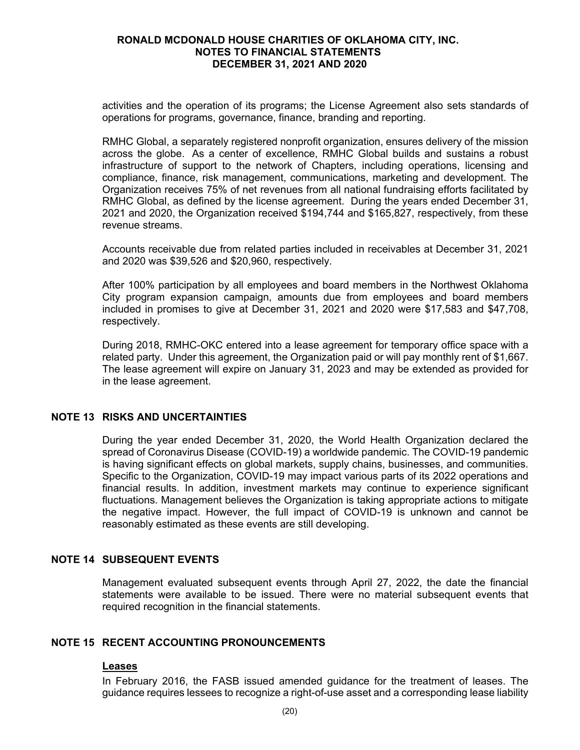activities and the operation of its programs; the License Agreement also sets standards of operations for programs, governance, finance, branding and reporting.

RMHC Global, a separately registered nonprofit organization, ensures delivery of the mission across the globe. As a center of excellence, RMHC Global builds and sustains a robust infrastructure of support to the network of Chapters, including operations, licensing and compliance, finance, risk management, communications, marketing and development. The Organization receives 75% of net revenues from all national fundraising efforts facilitated by RMHC Global, as defined by the license agreement. During the years ended December 31, 2021 and 2020, the Organization received $194,744 and $165,827, respectively, from these revenue streams.

Accounts receivable due from related parties included in receivables at December 31, 2021 and 2020 was $39,526 and $20,960, respectively.

After 100% participation by all employees and board members in the Northwest Oklahoma City program expansion campaign, amounts due from employees and board members included in promises to give at December 31, 2021 and 2020 were $17,583 and $47,708, respectively.

During 2018, RMHC-OKC entered into a lease agreement for temporary office space with a related party. Under this agreement, the Organization paid or will pay monthly rent of $1,667. The lease agreement will expire on January 31, 2023 and may be extended as provided for in the lease agreement.

## NOTE 13 RISKS AND UNCERTAINTIES

During the year ended December 31, 2020, the World Health Organization declared the spread of Coronavirus Disease (COVID-19) a worldwide pandemic. The COVID-19 pandemic is having significant effects on global markets, supply chains, businesses, and communities. Specific to the Organization, COVID-19 may impact various parts of its 2022 operations and financial results. In addition, investment markets may continue to experience significant fluctuations. Management believes the Organization is taking appropriate actions to mitigate the negative impact. However, the full impact of COVID-19 is unknown and cannot be reasonably estimated as these events are still developing.

## NOTE 14 SUBSEQUENT EVENTS

Management evaluated subsequent events through April 27, 2022, the date the financial statements were available to be issued. There were no material subsequent events that required recognition in the financial statements.

## NOTE 15 RECENT ACCOUNTING PRONOUNCEMENTS

**Leases**

In February 2016, the FASB issued amended guidance for the treatment of leases. The guidance requires lessees to recognize a right-of-use asset and a corresponding lease liability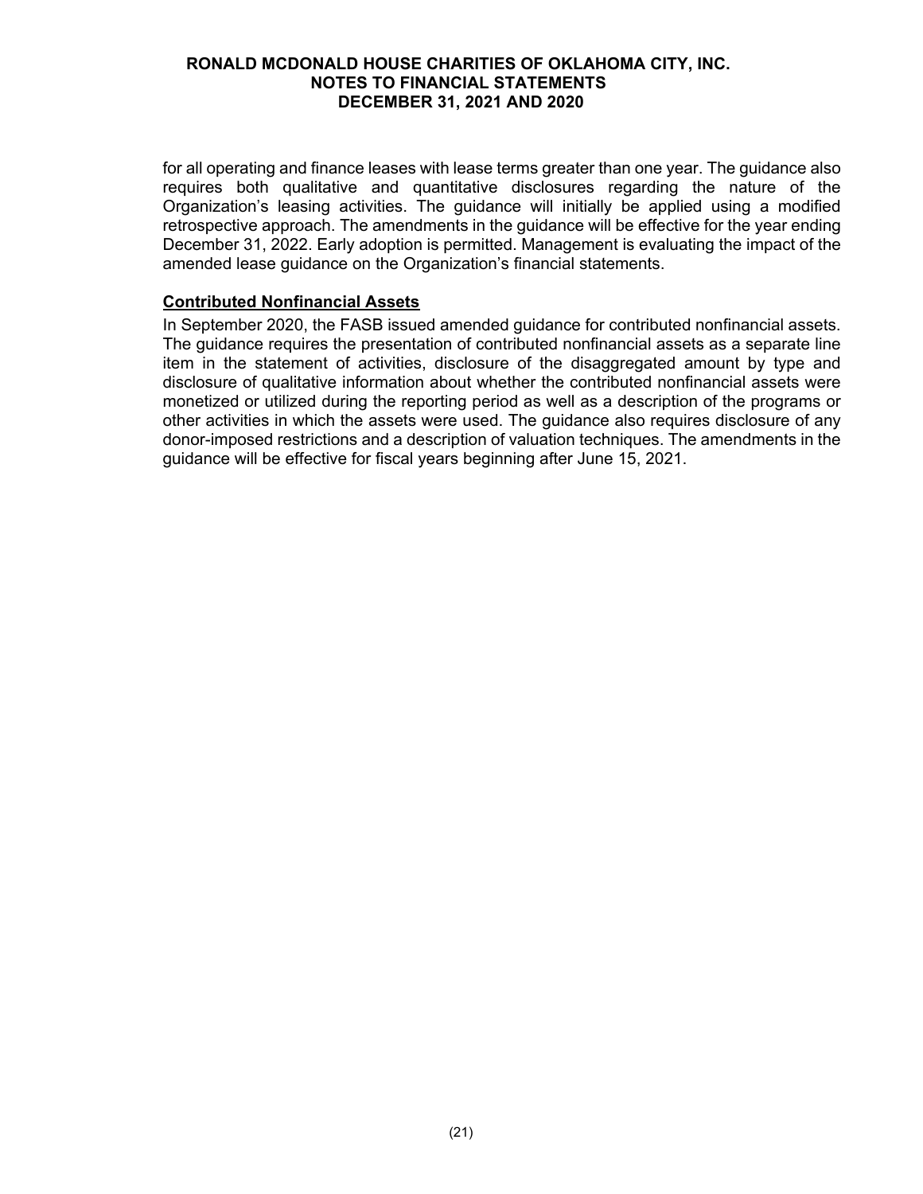for all operating and finance leases with lease terms greater than one year. The guidance also requires both qualitative and quantitative disclosures regarding the nature of the Organization's leasing activities. The guidance will initially be applied using a modified retrospective approach. The amendments in the guidance will be effective for the year ending December 31, 2022. Early adoption is permitted. Management is evaluating the impact of the amended lease guidance on the Organization's financial statements.

**Contributed Nonfinancial Assets**

In September 2020, the FASB issued amended guidance for contributed nonfinancial assets. The guidance requires the presentation of contributed nonfinancial assets as a separate line item in the statement of activities, disclosure of the disaggregated amount by type and disclosure of qualitative information about whether the contributed nonfinancial assets were monetized or utilized during the reporting period as well as a description of the programs or other activities in which the assets were used. The guidance also requires disclosure of any donor-imposed restrictions and a description of valuation techniques. The amendments in the guidance will be effective for fiscal years beginning after June 15, 2021.